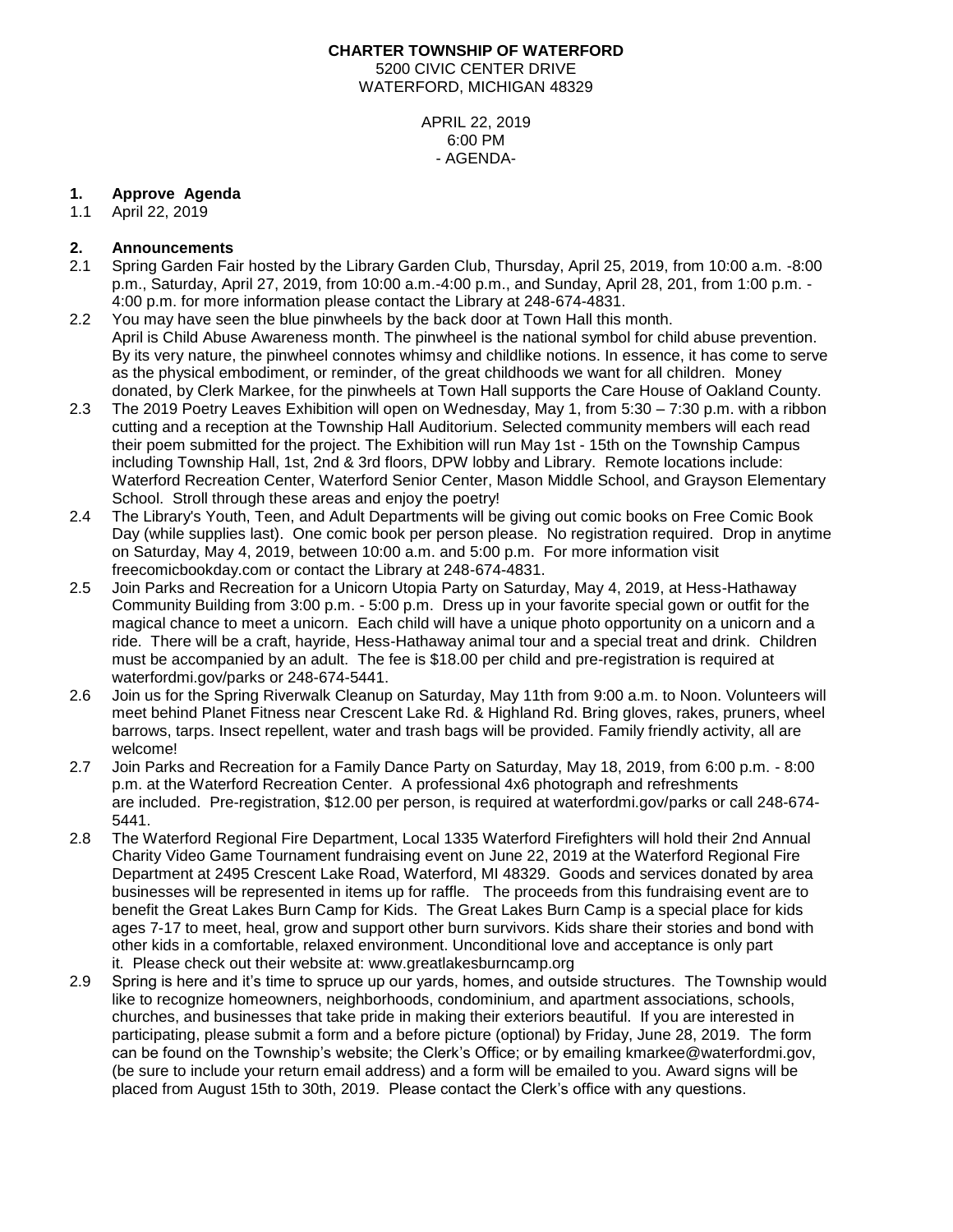**CHARTER TOWNSHIP OF WATERFORD**
5200 CIVIC CENTER DRIVE
WATERFORD, MICHIGAN 48329

APRIL 22, 2019
6:00 PM
- AGENDA-

**1. Approve Agenda**

1.1 April 22, 2019

**2. Announcements**

2.1 Spring Garden Fair hosted by the Library Garden Club, Thursday, April 25, 2019, from 10:00 a.m. -8:00 p.m., Saturday, April 27, 2019, from 10:00 a.m.-4:00 p.m., and Sunday, April 28, 201, from 1:00 p.m. - 4:00 p.m. for more information please contact the Library at 248-674-4831.

2.2 You may have seen the blue pinwheels by the back door at Town Hall this month. April is Child Abuse Awareness month. The pinwheel is the national symbol for child abuse prevention. By its very nature, the pinwheel connotes whimsy and childlike notions. In essence, it has come to serve as the physical embodiment, or reminder, of the great childhoods we want for all children. Money donated, by Clerk Markee, for the pinwheels at Town Hall supports the Care House of Oakland County.

2.3 The 2019 Poetry Leaves Exhibition will open on Wednesday, May 1, from 5:30 – 7:30 p.m. with a ribbon cutting and a reception at the Township Hall Auditorium. Selected community members will each read their poem submitted for the project. The Exhibition will run May 1st - 15th on the Township Campus including Township Hall, 1st, 2nd & 3rd floors, DPW lobby and Library. Remote locations include: Waterford Recreation Center, Waterford Senior Center, Mason Middle School, and Grayson Elementary School. Stroll through these areas and enjoy the poetry!

2.4 The Library's Youth, Teen, and Adult Departments will be giving out comic books on Free Comic Book Day (while supplies last). One comic book per person please. No registration required. Drop in anytime on Saturday, May 4, 2019, between 10:00 a.m. and 5:00 p.m. For more information visit freecomicbookday.com or contact the Library at 248-674-4831.

2.5 Join Parks and Recreation for a Unicorn Utopia Party on Saturday, May 4, 2019, at Hess-Hathaway Community Building from 3:00 p.m. - 5:00 p.m. Dress up in your favorite special gown or outfit for the magical chance to meet a unicorn. Each child will have a unique photo opportunity on a unicorn and a ride. There will be a craft, hayride, Hess-Hathaway animal tour and a special treat and drink. Children must be accompanied by an adult. The fee is $18.00 per child and pre-registration is required at waterfordmi.gov/parks or 248-674-5441.

2.6 Join us for the Spring Riverwalk Cleanup on Saturday, May 11th from 9:00 a.m. to Noon. Volunteers will meet behind Planet Fitness near Crescent Lake Rd. & Highland Rd. Bring gloves, rakes, pruners, wheel barrows, tarps. Insect repellent, water and trash bags will be provided. Family friendly activity, all are welcome!

2.7 Join Parks and Recreation for a Family Dance Party on Saturday, May 18, 2019, from 6:00 p.m. - 8:00 p.m. at the Waterford Recreation Center. A professional 4x6 photograph and refreshments are included. Pre-registration, $12.00 per person, is required at waterfordmi.gov/parks or call 248-674-5441.

2.8 The Waterford Regional Fire Department, Local 1335 Waterford Firefighters will hold their 2nd Annual Charity Video Game Tournament fundraising event on June 22, 2019 at the Waterford Regional Fire Department at 2495 Crescent Lake Road, Waterford, MI 48329. Goods and services donated by area businesses will be represented in items up for raffle. The proceeds from this fundraising event are to benefit the Great Lakes Burn Camp for Kids. The Great Lakes Burn Camp is a special place for kids ages 7-17 to meet, heal, grow and support other burn survivors. Kids share their stories and bond with other kids in a comfortable, relaxed environment. Unconditional love and acceptance is only part it. Please check out their website at: www.greatlakesburncamp.org

2.9 Spring is here and it's time to spruce up our yards, homes, and outside structures. The Township would like to recognize homeowners, neighborhoods, condominium, and apartment associations, schools, churches, and businesses that take pride in making their exteriors beautiful. If you are interested in participating, please submit a form and a before picture (optional) by Friday, June 28, 2019. The form can be found on the Township's website; the Clerk's Office; or by emailing kmarkee@waterfordmi.gov, (be sure to include your return email address) and a form will be emailed to you. Award signs will be placed from August 15th to 30th, 2019. Please contact the Clerk's office with any questions.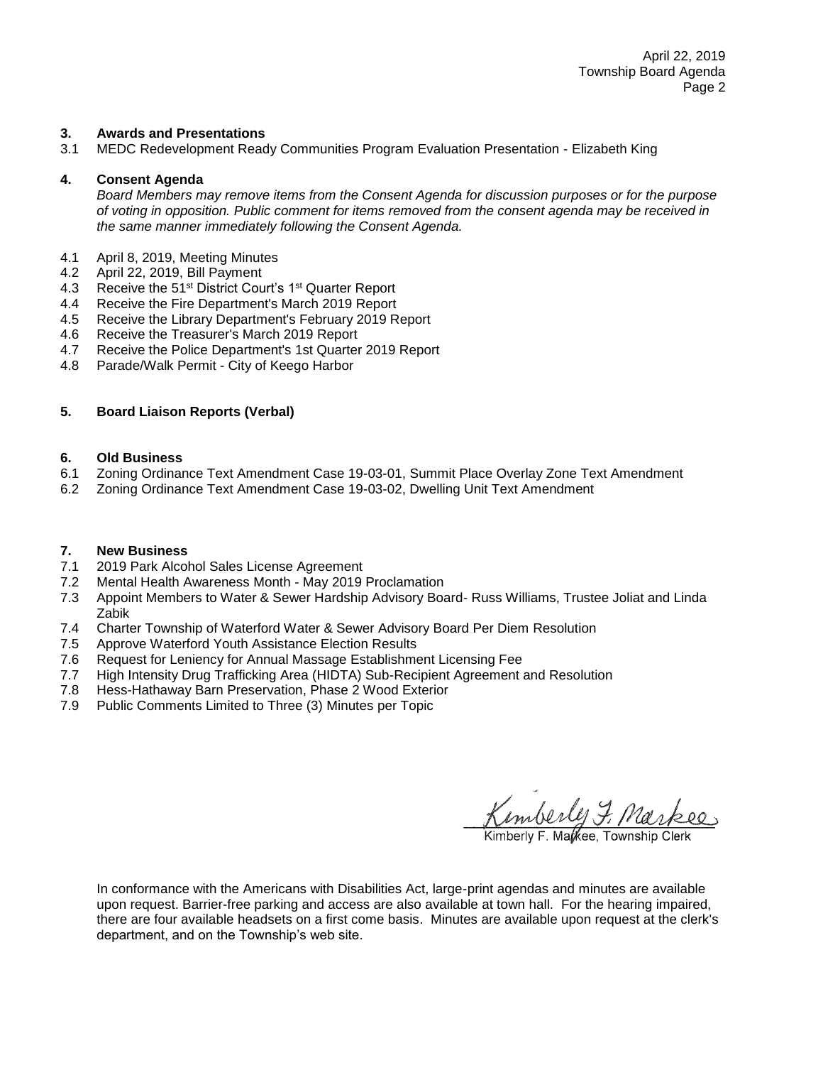## 3. Awards and Presentations

3.1 MEDC Redevelopment Ready Communities Program Evaluation Presentation - Elizabeth King

## 4. Consent Agenda

*Board Members may remove items from the Consent Agenda for discussion purposes or for the purpose of voting in opposition. Public comment for items removed from the consent agenda may be received in the same manner immediately following the Consent Agenda.*

4.1 April 8, 2019, Meeting Minutes
4.2 April 22, 2019, Bill Payment
4.3 Receive the 51st District Court's 1st Quarter Report
4.4 Receive the Fire Department's March 2019 Report
4.5 Receive the Library Department's February 2019 Report
4.6 Receive the Treasurer's March 2019 Report
4.7 Receive the Police Department's 1st Quarter 2019 Report
4.8 Parade/Walk Permit - City of Keego Harbor

## 5. Board Liaison Reports (Verbal)

## 6. Old Business

6.1 Zoning Ordinance Text Amendment Case 19-03-01, Summit Place Overlay Zone Text Amendment
6.2 Zoning Ordinance Text Amendment Case 19-03-02, Dwelling Unit Text Amendment

## 7. New Business

7.1 2019 Park Alcohol Sales License Agreement
7.2 Mental Health Awareness Month - May 2019 Proclamation
7.3 Appoint Members to Water & Sewer Hardship Advisory Board- Russ Williams, Trustee Joliat and Linda Zabik
7.4 Charter Township of Waterford Water & Sewer Advisory Board Per Diem Resolution
7.5 Approve Waterford Youth Assistance Election Results
7.6 Request for Leniency for Annual Massage Establishment Licensing Fee
7.7 High Intensity Drug Trafficking Area (HIDTA) Sub-Recipient Agreement and Resolution
7.8 Hess-Hathaway Barn Preservation, Phase 2 Wood Exterior
7.9 Public Comments Limited to Three (3) Minutes per Topic

Kimberly F. Markee

Kimberly F. Markee, Township Clerk

In conformance with the Americans with Disabilities Act, large-print agendas and minutes are available upon request. Barrier-free parking and access are also available at town hall. For the hearing impaired, there are four available headsets on a first come basis. Minutes are available upon request at the clerk's department, and on the Township's web site.